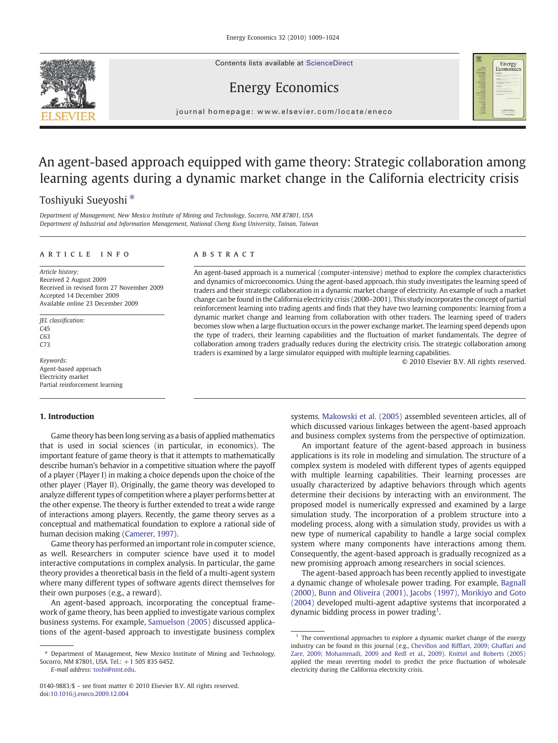Contents lists available at ScienceDirect

# Energy Economics

journal homepage: www.elsevier.com/locate/eneco

# An agent-based approach equipped with game theory: Strategic collaboration among learning agents during a dynamic market change in the California electricity crisis

Toshiyuki Sueyoshi *

Department of Management, New Mexico Institute of Mining and Technology, Socorro, NM 87801, USA
Department of Industrial and Information Management, National Cheng Kung University, Tainan, Taiwan

## ARTICLE INFO

*Article history:*
Received 2 August 2009
Received in revised form 27 November 2009
Accepted 14 December 2009
Available online 23 December 2009

*JEL classification:*
C45
C63
C73

*Keywords:*
Agent-based approach
Electricity market
Partial reinforcement learning

## ABSTRACT

An agent-based approach is a numerical (computer-intensive) method to explore the complex characteristics and dynamics of microeconomics. Using the agent-based approach, this study investigates the learning speed of traders and their strategic collaboration in a dynamic market change of electricity. An example of such a market change can be found in the California electricity crisis (2000–2001). This study incorporates the concept of partial reinforcement learning into trading agents and finds that they have two learning components: learning from a dynamic market change and learning from collaboration with other traders. The learning speed of traders becomes slow when a large fluctuation occurs in the power exchange market. The learning speed depends upon the type of traders, their learning capabilities and the fluctuation of market fundamentals. The degree of collaboration among traders gradually reduces during the electricity crisis. The strategic collaboration among traders is examined by a large simulator equipped with multiple learning capabilities.

© 2010 Elsevier B.V. All rights reserved.

## 1. Introduction

Game theory has been long serving as a basis of applied mathematics that is used in social sciences (in particular, in economics). The important feature of game theory is that it attempts to mathematically describe human's behavior in a competitive situation where the payoff of a player (Player I) in making a choice depends upon the choice of the other player (Player II). Originally, the game theory was developed to analyze different types of competition where a player performs better at the other expense. The theory is further extended to treat a wide range of interactions among players. Recently, the game theory serves as a conceptual and mathematical foundation to explore a rational side of human decision making (Camerer, 1997).

Game theory has performed an important role in computer science, as well. Researchers in computer science have used it to model interactive computations in complex analysis. In particular, the game theory provides a theoretical basis in the field of a multi-agent system where many different types of software agents direct themselves for their own purposes (e.g., a reward).

An agent-based approach, incorporating the conceptual framework of game theory, has been applied to investigate various complex business systems. For example, Samuelson (2005) discussed applications of the agent-based approach to investigate business complex systems. Makowski et al. (2005) assembled seventeen articles, all of which discussed various linkages between the agent-based approach and business complex systems from the perspective of optimization.

An important feature of the agent-based approach in business applications is its role in modeling and simulation. The structure of a complex system is modeled with different types of agents equipped with multiple learning capabilities. Their learning processes are usually characterized by adaptive behaviors through which agents determine their decisions by interacting with an environment. The proposed model is numerically expressed and examined by a large simulation study. The incorporation of a problem structure into a modeling process, along with a simulation study, provides us with a new type of numerical capability to handle a large social complex system where many components have interactions among them. Consequently, the agent-based approach is gradually recognized as a new promising approach among researchers in social sciences.

The agent-based approach has been recently applied to investigate a dynamic change of wholesale power trading. For example, Bagnall (2000), Bunn and Oliveira (2001), Jacobs (1997), Morikiyo and Goto (2004) developed multi-agent adaptive systems that incorporated a dynamic bidding process in power trading[1].

[1] The conventional approaches to explore a dynamic market change of the energy industry can be found in this journal (e.g., Chevillon and Rifflart, 2009; Ghaffari and Zare, 2009; Mohammadi, 2009 and Redl et al., 2009). Knittel and Roberts (2005) applied the mean reverting model to predict the price fluctuation of wholesale electricity during the California electricity crisis.

* Department of Management, New Mexico Institute of Mining and Technology, Socorro, NM 87801, USA. Tel.: +1 505 835 6452.
*E-mail address:* toshi@nmt.edu.

0140-9883/$ – see front matter © 2010 Elsevier B.V. All rights reserved.
doi:10.1016/j.eneco.2009.12.004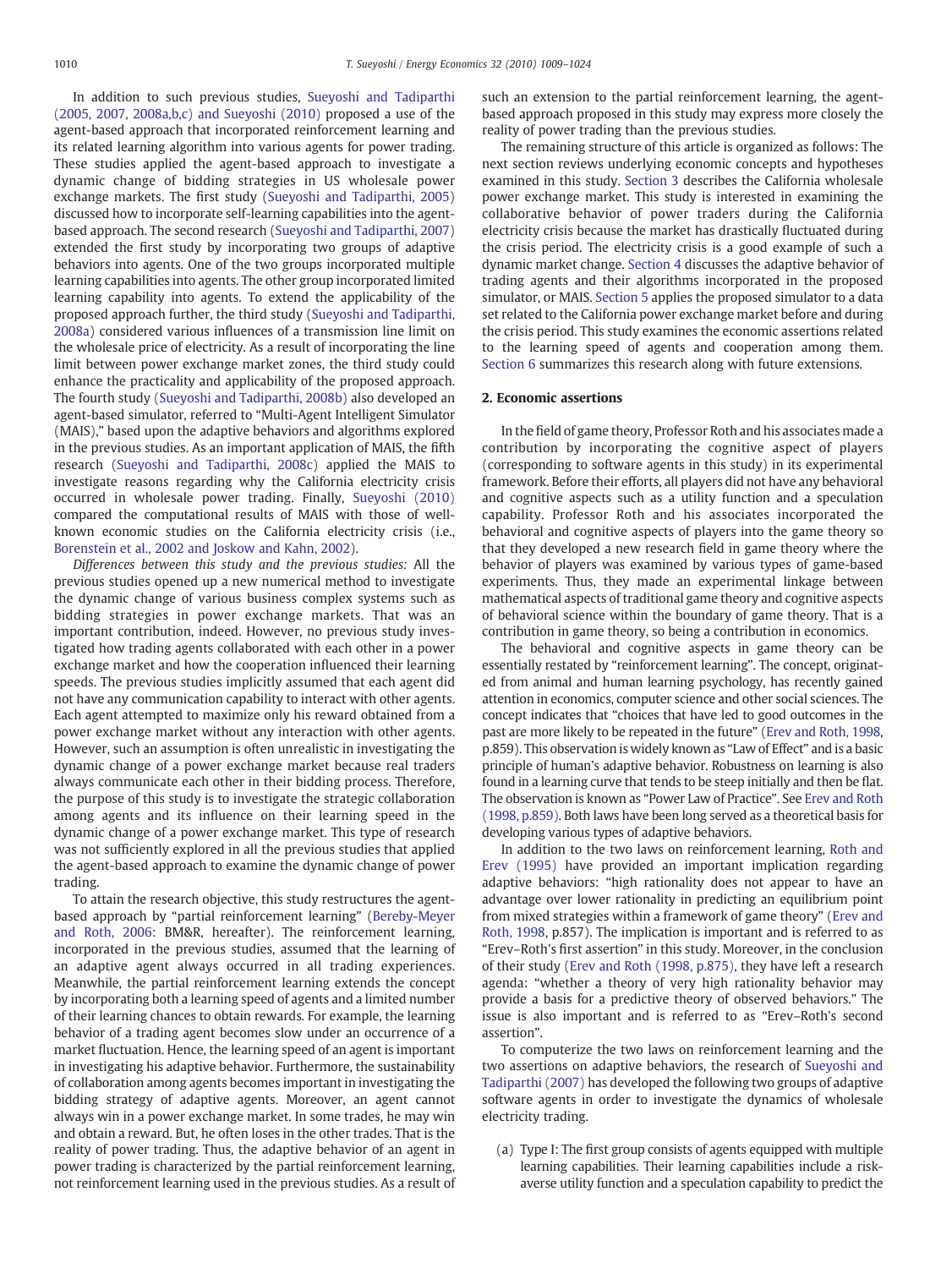In addition to such previous studies, Sueyoshi and Tadiparthi (2005, 2007, 2008a,b,c) and Sueyoshi (2010) proposed a use of the agent-based approach that incorporated reinforcement learning and its related learning algorithm into various agents for power trading. These studies applied the agent-based approach to investigate a dynamic change of bidding strategies in US wholesale power exchange markets. The first study (Sueyoshi and Tadiparthi, 2005) discussed how to incorporate self-learning capabilities into the agent-based approach. The second research (Sueyoshi and Tadiparthi, 2007) extended the first study by incorporating two groups of adaptive behaviors into agents. One of the two groups incorporated multiple learning capabilities into agents. The other group incorporated limited learning capability into agents. To extend the applicability of the proposed approach further, the third study (Sueyoshi and Tadiparthi, 2008a) considered various influences of a transmission line limit on the wholesale price of electricity. As a result of incorporating the line limit between power exchange market zones, the third study could enhance the practicality and applicability of the proposed approach. The fourth study (Sueyoshi and Tadiparthi, 2008b) also developed an agent-based simulator, referred to "Multi-Agent Intelligent Simulator (MAIS)," based upon the adaptive behaviors and algorithms explored in the previous studies. As an important application of MAIS, the fifth research (Sueyoshi and Tadiparthi, 2008c) applied the MAIS to investigate reasons regarding why the California electricity crisis occurred in wholesale power trading. Finally, Sueyoshi (2010) compared the computational results of MAIS with those of well-known economic studies on the California electricity crisis (i.e., Borenstein et al., 2002 and Joskow and Kahn, 2002).

*Differences between this study and the previous studies:* All the previous studies opened up a new numerical method to investigate the dynamic change of various business complex systems such as bidding strategies in power exchange markets. That was an important contribution, indeed. However, no previous study investigated how trading agents collaborated with each other in a power exchange market and how the cooperation influenced their learning speeds. The previous studies implicitly assumed that each agent did not have any communication capability to interact with other agents. Each agent attempted to maximize only his reward obtained from a power exchange market without any interaction with other agents. However, such an assumption is often unrealistic in investigating the dynamic change of a power exchange market because real traders always communicate each other in their bidding process. Therefore, the purpose of this study is to investigate the strategic collaboration among agents and its influence on their learning speed in the dynamic change of a power exchange market. This type of research was not sufficiently explored in all the previous studies that applied the agent-based approach to examine the dynamic change of power trading.

To attain the research objective, this study restructures the agent-based approach by "partial reinforcement learning" (Bereby-Meyer and Roth, 2006: BM&R, hereafter). The reinforcement learning, incorporated in the previous studies, assumed that the learning of an adaptive agent always occurred in all trading experiences. Meanwhile, the partial reinforcement learning extends the concept by incorporating both a learning speed of agents and a limited number of their learning chances to obtain rewards. For example, the learning behavior of a trading agent becomes slow under an occurrence of a market fluctuation. Hence, the learning speed of an agent is important in investigating his adaptive behavior. Furthermore, the sustainability of collaboration among agents becomes important in investigating the bidding strategy of adaptive agents. Moreover, an agent cannot always win in a power exchange market. In some trades, he may win and obtain a reward. But, he often loses in the other trades. That is the reality of power trading. Thus, the adaptive behavior of an agent in power trading is characterized by the partial reinforcement learning, not reinforcement learning used in the previous studies. As a result of such an extension to the partial reinforcement learning, the agent-based approach proposed in this study may express more closely the reality of power trading than the previous studies.

The remaining structure of this article is organized as follows: The next section reviews underlying economic concepts and hypotheses examined in this study. Section 3 describes the California wholesale power exchange market. This study is interested in examining the collaborative behavior of power traders during the California electricity crisis because the market has drastically fluctuated during the crisis period. The electricity crisis is a good example of such a dynamic market change. Section 4 discusses the adaptive behavior of trading agents and their algorithms incorporated in the proposed simulator, or MAIS. Section 5 applies the proposed simulator to a data set related to the California power exchange market before and during the crisis period. This study examines the economic assertions related to the learning speed of agents and cooperation among them. Section 6 summarizes this research along with future extensions.

## 2. Economic assertions

In the field of game theory, Professor Roth and his associates made a contribution by incorporating the cognitive aspect of players (corresponding to software agents in this study) in its experimental framework. Before their efforts, all players did not have any behavioral and cognitive aspects such as a utility function and a speculation capability. Professor Roth and his associates incorporated the behavioral and cognitive aspects of players into the game theory so that they developed a new research field in game theory where the behavior of players was examined by various types of game-based experiments. Thus, they made an experimental linkage between mathematical aspects of traditional game theory and cognitive aspects of behavioral science within the boundary of game theory. That is a contribution in game theory, so being a contribution in economics.

The behavioral and cognitive aspects in game theory can be essentially restated by "reinforcement learning". The concept, originated from animal and human learning psychology, has recently gained attention in economics, computer science and other social sciences. The concept indicates that "choices that have led to good outcomes in the past are more likely to be repeated in the future" (Erev and Roth, 1998, p.859). This observation is widely known as "Law of Effect" and is a basic principle of human's adaptive behavior. Robustness on learning is also found in a learning curve that tends to be steep initially and then be flat. The observation is known as "Power Law of Practice". See Erev and Roth (1998, p.859). Both laws have been long served as a theoretical basis for developing various types of adaptive behaviors.

In addition to the two laws on reinforcement learning, Roth and Erev (1995) have provided an important implication regarding adaptive behaviors: "high rationality does not appear to have an advantage over lower rationality in predicting an equilibrium point from mixed strategies within a framework of game theory" (Erev and Roth, 1998, p.857). The implication is important and is referred to as "Erev–Roth's first assertion" in this study. Moreover, in the conclusion of their study (Erev and Roth (1998, p.875), they have left a research agenda: "whether a theory of very high rationality behavior may provide a basis for a predictive theory of observed behaviors." The issue is also important and is referred to as "Erev–Roth's second assertion".

To computerize the two laws on reinforcement learning and the two assertions on adaptive behaviors, the research of Sueyoshi and Tadiparthi (2007) has developed the following two groups of adaptive software agents in order to investigate the dynamics of wholesale electricity trading.

(a) Type I: The first group consists of agents equipped with multiple learning capabilities. Their learning capabilities include a risk-averse utility function and a speculation capability to predict the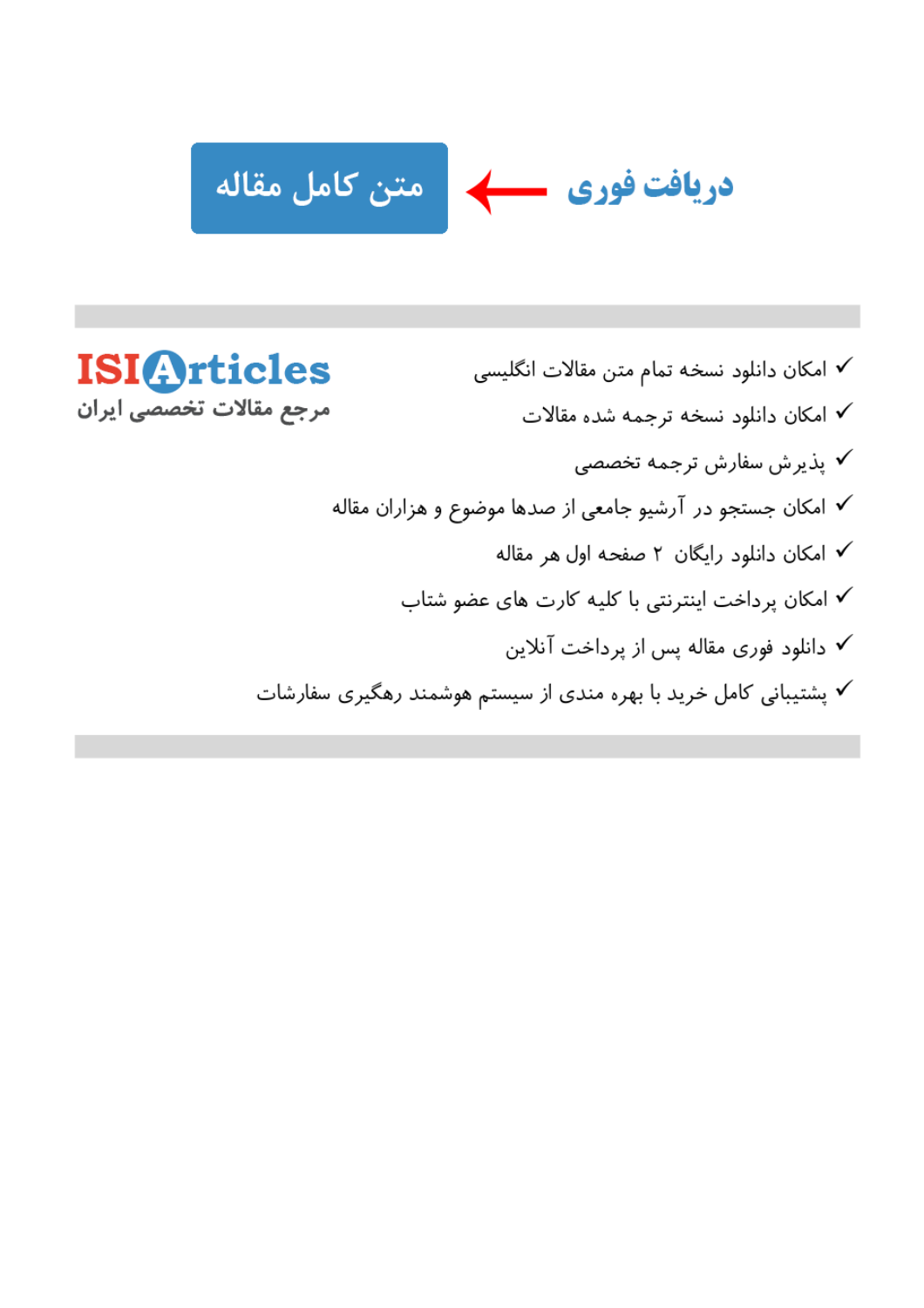دریافت فوری ← **متن کامل مقاله**

**ISIArticles**
مرجع مقالات تخصصی ایران

- ✓ امکان دانلود نسخه تمام متن مقالات انگلیسی
- ✓ امکان دانلود نسخه ترجمه شده مقالات
- ✓ پذیرش سفارش ترجمه تخصصی
- ✓ امکان جستجو در آرشیو جامعی از صدها موضوع و هزاران مقاله
- ✓ امکان دانلود رایگان ۲ صفحه اول هر مقاله
- ✓ امکان پرداخت اینترنتی با کلیه کارت های عضو شتاب
- ✓ دانلود فوری مقاله پس از پرداخت آنلاین
- ✓ پشتیبانی کامل خرید با بهره مندی از سیستم هوشمند رهگیری سفارشات